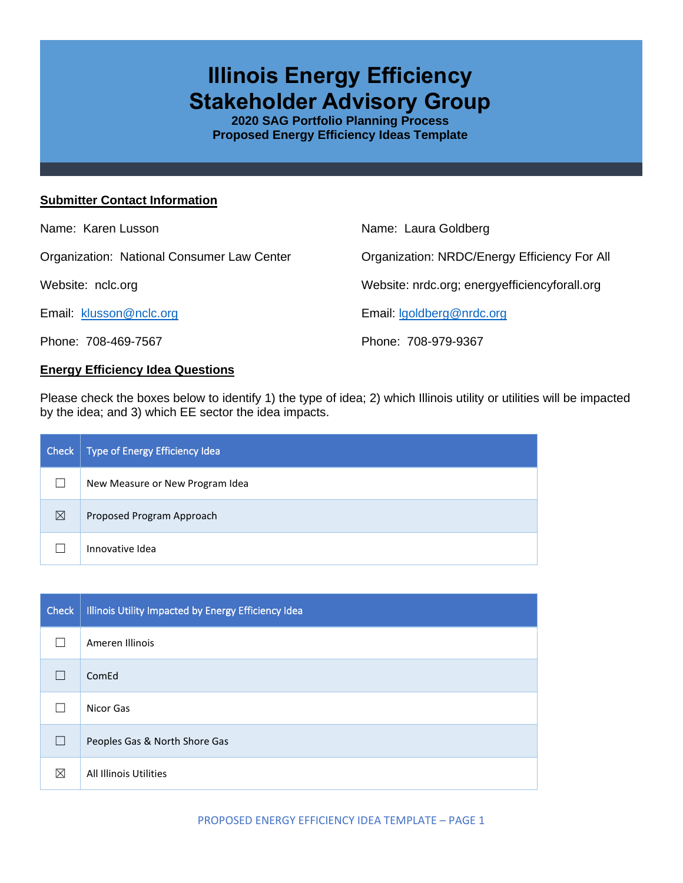# Illinois Energy Efficiency Stakeholder Advisory Group

**2020 SAG Portfolio Planning Process**
**Proposed Energy Efficiency Ideas Template**

## Submitter Contact Information

Name: Karen Lusson

Organization: National Consumer Law Center

Website: nclc.org

Email: klusson@nclc.org

Phone: 708-469-7567

Name: Laura Goldberg

Organization: NRDC/Energy Efficiency For All

Website: nrdc.org; energyefficiencyforall.org

Email: lgoldberg@nrdc.org

Phone: 708-979-9367

## Energy Efficiency Idea Questions

Please check the boxes below to identify 1) the type of idea; 2) which Illinois utility or utilities will be impacted by the idea; and 3) which EE sector the idea impacts.

| Check | Type of Energy Efficiency Idea |
|---|---|
| ☐ | New Measure or New Program Idea |
| ☒ | Proposed Program Approach |
| ☐ | Innovative Idea |

| Check | Illinois Utility Impacted by Energy Efficiency Idea |
|---|---|
| ☐ | Ameren Illinois |
| ☐ | ComEd |
| ☐ | Nicor Gas |
| ☐ | Peoples Gas & North Shore Gas |
| ☒ | All Illinois Utilities |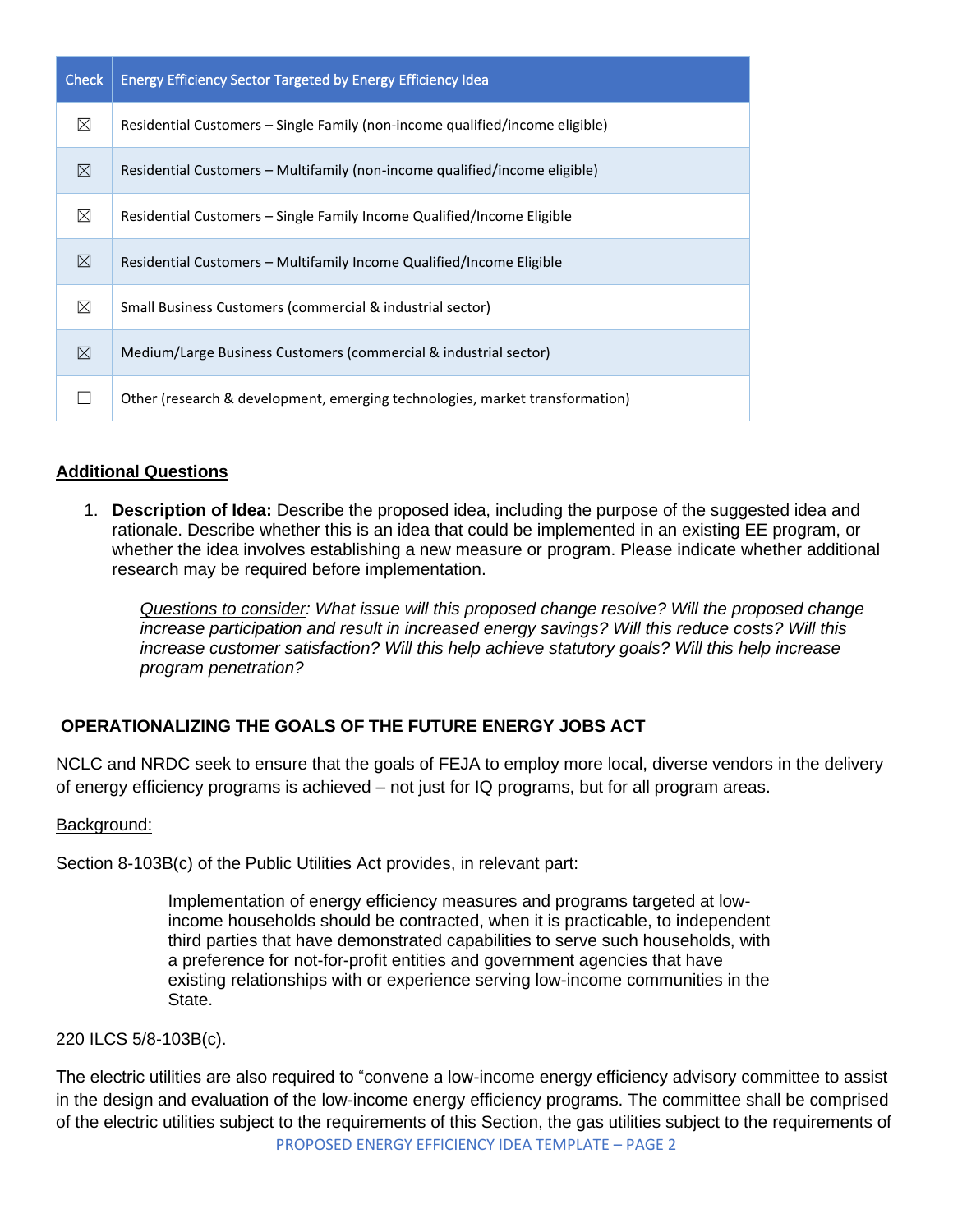| Check | Energy Efficiency Sector Targeted by Energy Efficiency Idea |
|---|---|
| ☒ | Residential Customers – Single Family (non-income qualified/income eligible) |
| ☒ | Residential Customers – Multifamily (non-income qualified/income eligible) |
| ☒ | Residential Customers – Single Family Income Qualified/Income Eligible |
| ☒ | Residential Customers – Multifamily Income Qualified/Income Eligible |
| ☒ | Small Business Customers (commercial & industrial sector) |
| ☒ | Medium/Large Business Customers (commercial & industrial sector) |
| ☐ | Other (research & development, emerging technologies, market transformation) |

## Additional Questions

1. **Description of Idea:** Describe the proposed idea, including the purpose of the suggested idea and rationale. Describe whether this is an idea that could be implemented in an existing EE program, or whether the idea involves establishing a new measure or program. Please indicate whether additional research may be required before implementation.

   *Questions to consider: What issue will this proposed change resolve? Will the proposed change increase participation and result in increased energy savings? Will this reduce costs? Will this increase customer satisfaction? Will this help achieve statutory goals? Will this help increase program penetration?*

### OPERATIONALIZING THE GOALS OF THE FUTURE ENERGY JOBS ACT

NCLC and NRDC seek to ensure that the goals of FEJA to employ more local, diverse vendors in the delivery of energy efficiency programs is achieved – not just for IQ programs, but for all program areas.

Background:

Section 8-103B(c) of the Public Utilities Act provides, in relevant part:

> Implementation of energy efficiency measures and programs targeted at low-income households should be contracted, when it is practicable, to independent third parties that have demonstrated capabilities to serve such households, with a preference for not-for-profit entities and government agencies that have existing relationships with or experience serving low-income communities in the State.

220 ILCS 5/8-103B(c).

The electric utilities are also required to "convene a low-income energy efficiency advisory committee to assist in the design and evaluation of the low-income energy efficiency programs. The committee shall be comprised of the electric utilities subject to the requirements of this Section, the gas utilities subject to the requirements of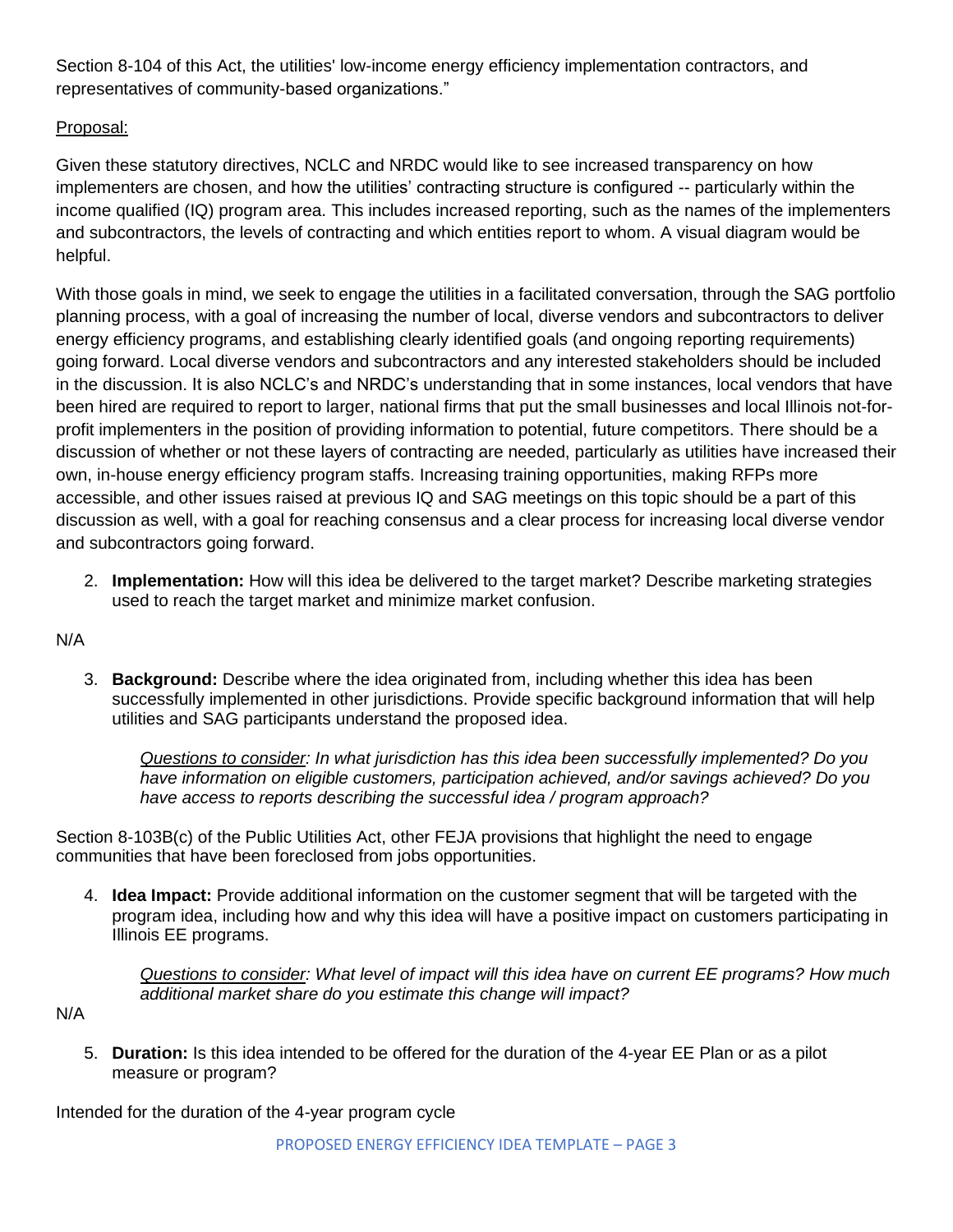Section 8-104 of this Act, the utilities' low-income energy efficiency implementation contractors, and representatives of community-based organizations."

<u>Proposal:</u>

Given these statutory directives, NCLC and NRDC would like to see increased transparency on how implementers are chosen, and how the utilities' contracting structure is configured -- particularly within the income qualified (IQ) program area. This includes increased reporting, such as the names of the implementers and subcontractors, the levels of contracting and which entities report to whom. A visual diagram would be helpful.

With those goals in mind, we seek to engage the utilities in a facilitated conversation, through the SAG portfolio planning process, with a goal of increasing the number of local, diverse vendors and subcontractors to deliver energy efficiency programs, and establishing clearly identified goals (and ongoing reporting requirements) going forward. Local diverse vendors and subcontractors and any interested stakeholders should be included in the discussion. It is also NCLC's and NRDC's understanding that in some instances, local vendors that have been hired are required to report to larger, national firms that put the small businesses and local Illinois not-for-profit implementers in the position of providing information to potential, future competitors. There should be a discussion of whether or not these layers of contracting are needed, particularly as utilities have increased their own, in-house energy efficiency program staffs. Increasing training opportunities, making RFPs more accessible, and other issues raised at previous IQ and SAG meetings on this topic should be a part of this discussion as well, with a goal for reaching consensus and a clear process for increasing local diverse vendor and subcontractors going forward.

2. **Implementation:** How will this idea be delivered to the target market? Describe marketing strategies used to reach the target market and minimize market confusion.

N/A

3. **Background:** Describe where the idea originated from, including whether this idea has been successfully implemented in other jurisdictions. Provide specific background information that will help utilities and SAG participants understand the proposed idea.

   *<u>Questions to consider</u>: In what jurisdiction has this idea been successfully implemented? Do you have information on eligible customers, participation achieved, and/or savings achieved? Do you have access to reports describing the successful idea / program approach?*

Section 8-103B(c) of the Public Utilities Act, other FEJA provisions that highlight the need to engage communities that have been foreclosed from jobs opportunities.

4. **Idea Impact:** Provide additional information on the customer segment that will be targeted with the program idea, including how and why this idea will have a positive impact on customers participating in Illinois EE programs.

   *<u>Questions to consider</u>: What level of impact will this idea have on current EE programs? How much additional market share do you estimate this change will impact?*

N/A

5. **Duration:** Is this idea intended to be offered for the duration of the 4-year EE Plan or as a pilot measure or program?

Intended for the duration of the 4-year program cycle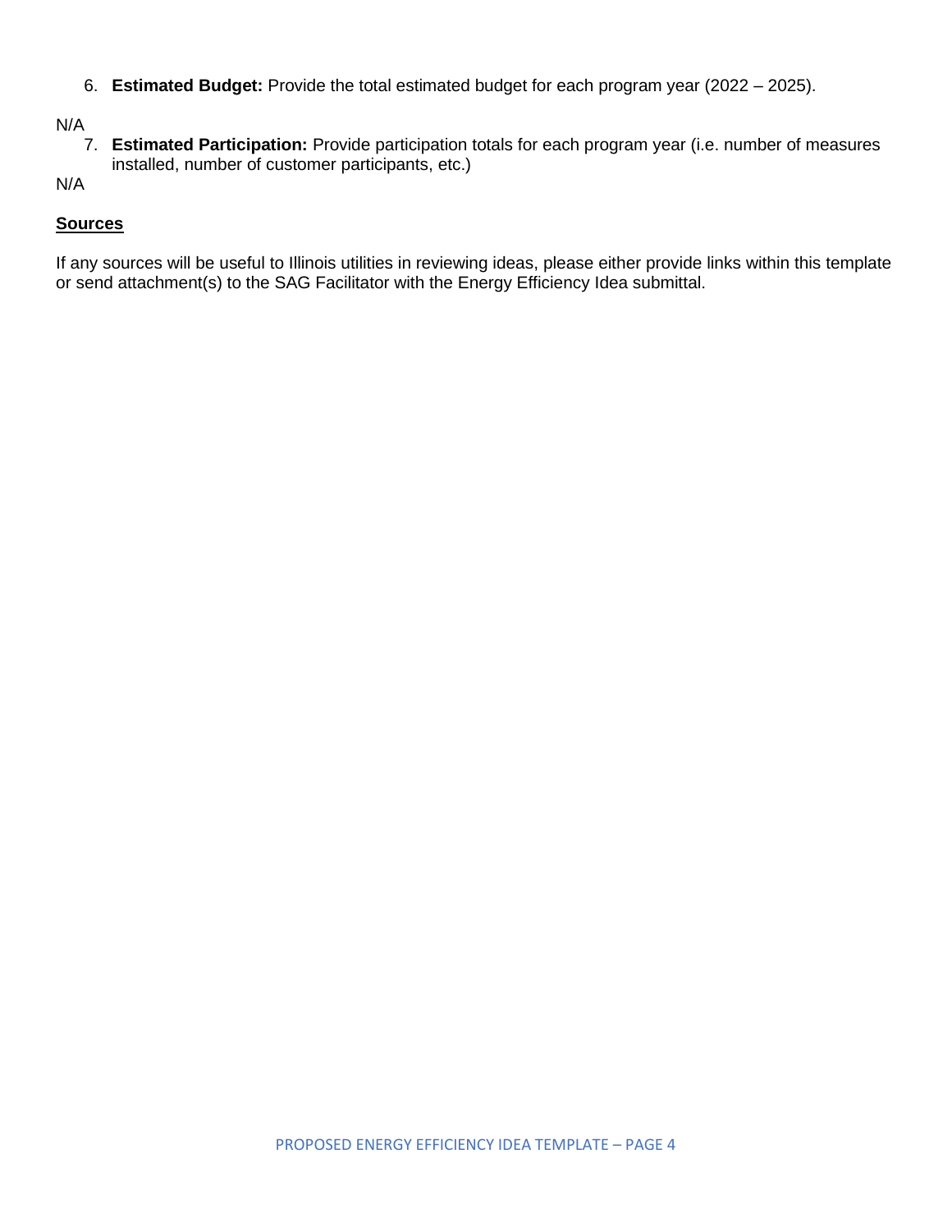6. **Estimated Budget:** Provide the total estimated budget for each program year (2022 – 2025).

N/A

7. **Estimated Participation:** Provide participation totals for each program year (i.e. number of measures installed, number of customer participants, etc.)

N/A

**Sources**

If any sources will be useful to Illinois utilities in reviewing ideas, please either provide links within this template or send attachment(s) to the SAG Facilitator with the Energy Efficiency Idea submittal.